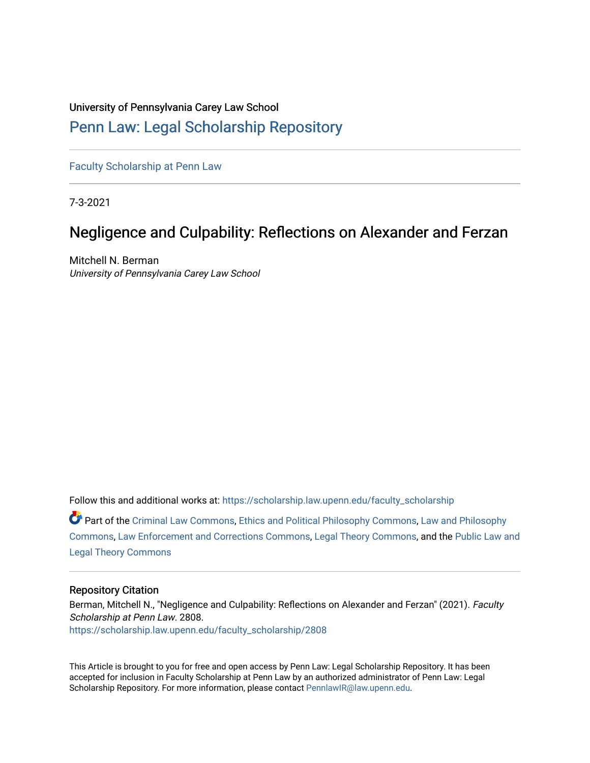University of Pennsylvania Carey Law School

# Penn Law: Legal Scholarship Repository

Faculty Scholarship at Penn Law

7-3-2021

## Negligence and Culpability: Reflections on Alexander and Ferzan

Mitchell N. Berman

*University of Pennsylvania Carey Law School*

Follow this and additional works at: https://scholarship.law.upenn.edu/faculty_scholarship

Part of the Criminal Law Commons, Ethics and Political Philosophy Commons, Law and Philosophy Commons, Law Enforcement and Corrections Commons, Legal Theory Commons, and the Public Law and Legal Theory Commons

### Repository Citation

Berman, Mitchell N., "Negligence and Culpability: Reflections on Alexander and Ferzan" (2021). *Faculty Scholarship at Penn Law*. 2808.
https://scholarship.law.upenn.edu/faculty_scholarship/2808

This Article is brought to you for free and open access by Penn Law: Legal Scholarship Repository. It has been accepted for inclusion in Faculty Scholarship at Penn Law by an authorized administrator of Penn Law: Legal Scholarship Repository. For more information, please contact PennlawIR@law.upenn.edu.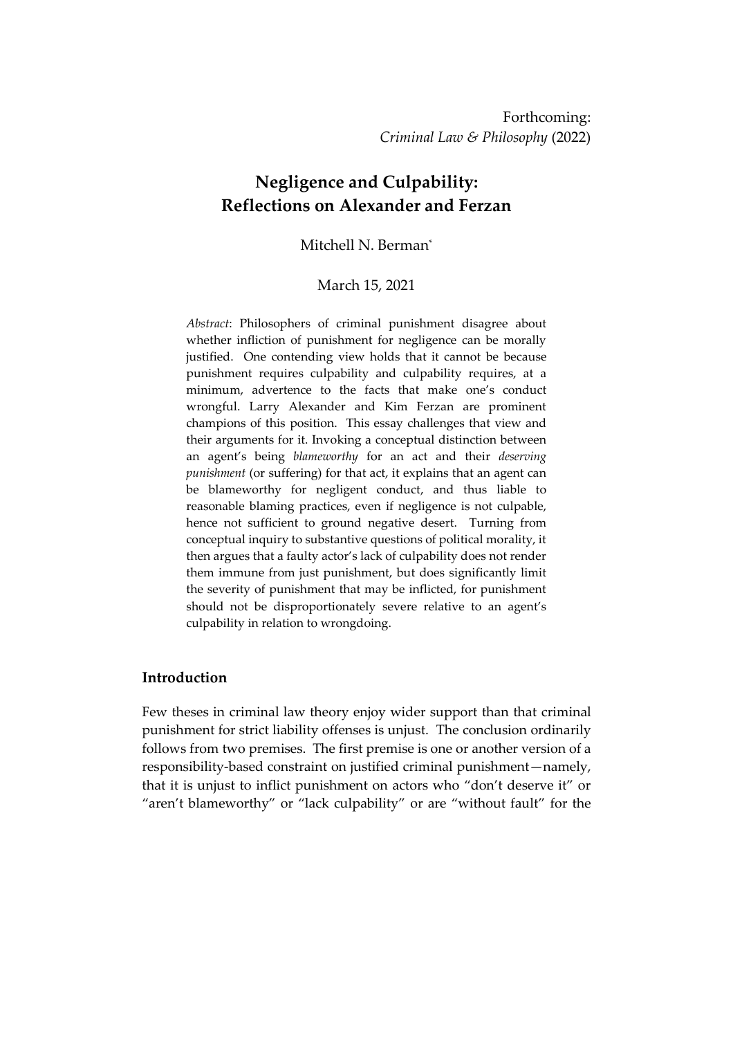Forthcoming:
*Criminal Law & Philosophy* (2022)

# Negligence and Culpability: Reflections on Alexander and Ferzan

Mitchell N. Berman[*]

March 15, 2021

*Abstract*: Philosophers of criminal punishment disagree about whether infliction of punishment for negligence can be morally justified. One contending view holds that it cannot be because punishment requires culpability and culpability requires, at a minimum, advertence to the facts that make one's conduct wrongful. Larry Alexander and Kim Ferzan are prominent champions of this position. This essay challenges that view and their arguments for it. Invoking a conceptual distinction between an agent's being *blameworthy* for an act and their *deserving punishment* (or suffering) for that act, it explains that an agent can be blameworthy for negligent conduct, and thus liable to reasonable blaming practices, even if negligence is not culpable, hence not sufficient to ground negative desert. Turning from conceptual inquiry to substantive questions of political morality, it then argues that a faulty actor's lack of culpability does not render them immune from just punishment, but does significantly limit the severity of punishment that may be inflicted, for punishment should not be disproportionately severe relative to an agent's culpability in relation to wrongdoing.

## Introduction

Few theses in criminal law theory enjoy wider support than that criminal punishment for strict liability offenses is unjust. The conclusion ordinarily follows from two premises. The first premise is one or another version of a responsibility-based constraint on justified criminal punishment—namely, that it is unjust to inflict punishment on actors who "don't deserve it" or "aren't blameworthy" or "lack culpability" or are "without fault" for the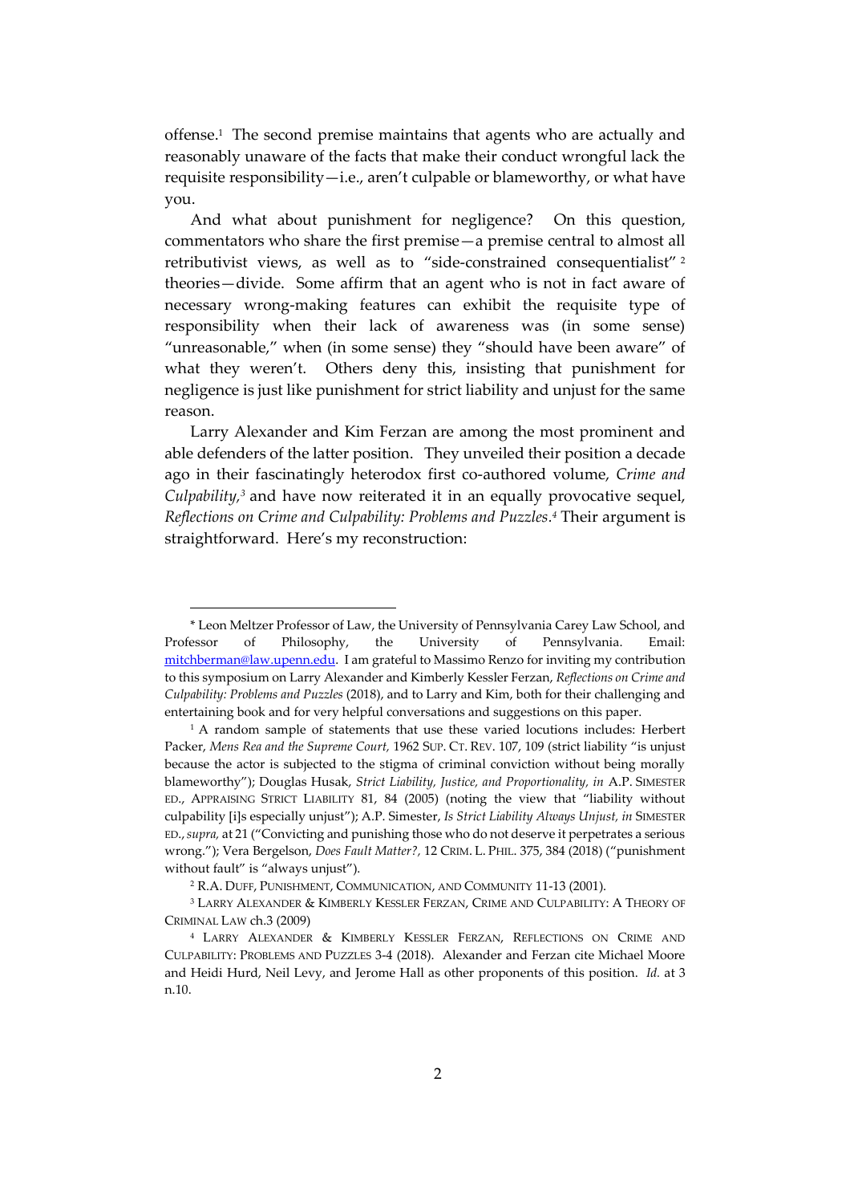offense.[1] The second premise maintains that agents who are actually and reasonably unaware of the facts that make their conduct wrongful lack the requisite responsibility—i.e., aren't culpable or blameworthy, or what have you.

And what about punishment for negligence? On this question, commentators who share the first premise—a premise central to almost all retributivist views, as well as to "side-constrained consequentialist"[2] theories—divide. Some affirm that an agent who is not in fact aware of necessary wrong-making features can exhibit the requisite type of responsibility when their lack of awareness was (in some sense) "unreasonable," when (in some sense) they "should have been aware" of what they weren't. Others deny this, insisting that punishment for negligence is just like punishment for strict liability and unjust for the same reason.

Larry Alexander and Kim Ferzan are among the most prominent and able defenders of the latter position. They unveiled their position a decade ago in their fascinatingly heterodox first co-authored volume, *Crime and Culpability*,[3] and have now reiterated it in an equally provocative sequel, *Reflections on Crime and Culpability: Problems and Puzzles*.[4] Their argument is straightforward. Here's my reconstruction:

---

\* Leon Meltzer Professor of Law, the University of Pennsylvania Carey Law School, and Professor of Philosophy, the University of Pennsylvania. Email: mitchberman@law.upenn.edu. I am grateful to Massimo Renzo for inviting my contribution to this symposium on Larry Alexander and Kimberly Kessler Ferzan, *Reflections on Crime and Culpability: Problems and Puzzles* (2018), and to Larry and Kim, both for their challenging and entertaining book and for very helpful conversations and suggestions on this paper.

[1] A random sample of statements that use these varied locutions includes: Herbert Packer, *Mens Rea and the Supreme Court,* 1962 SUP. CT. REV. 107, 109 (strict liability "is unjust because the actor is subjected to the stigma of criminal conviction without being morally blameworthy"); Douglas Husak, *Strict Liability, Justice, and Proportionality, in* A.P. SIMESTER ED., APPRAISING STRICT LIABILITY 81, 84 (2005) (noting the view that "liability without culpability [i]s especially unjust"); A.P. Simester, *Is Strict Liability Always Unjust, in* SIMESTER ED., *supra,* at 21 ("Convicting and punishing those who do not deserve it perpetrates a serious wrong."); Vera Bergelson, *Does Fault Matter?,* 12 CRIM. L. PHIL. 375, 384 (2018) ("punishment without fault" is "always unjust").

[2] R.A. DUFF, PUNISHMENT, COMMUNICATION, AND COMMUNITY 11-13 (2001).

[3] LARRY ALEXANDER & KIMBERLY KESSLER FERZAN, CRIME AND CULPABILITY: A THEORY OF CRIMINAL LAW ch.3 (2009)

[4] LARRY ALEXANDER & KIMBERLY KESSLER FERZAN, REFLECTIONS ON CRIME AND CULPABILITY: PROBLEMS AND PUZZLES 3-4 (2018). Alexander and Ferzan cite Michael Moore and Heidi Hurd, Neil Levy, and Jerome Hall as other proponents of this position. *Id.* at 3 n.10.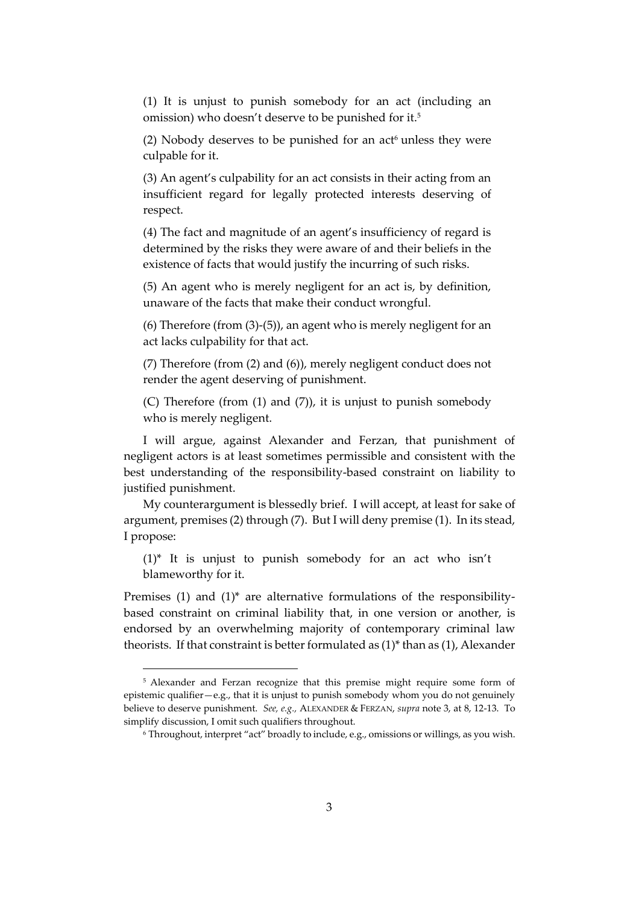(1) It is unjust to punish somebody for an act (including an omission) who doesn't deserve to be punished for it.[5]

(2) Nobody deserves to be punished for an act[6] unless they were culpable for it.

(3) An agent's culpability for an act consists in their acting from an insufficient regard for legally protected interests deserving of respect.

(4) The fact and magnitude of an agent's insufficiency of regard is determined by the risks they were aware of and their beliefs in the existence of facts that would justify the incurring of such risks.

(5) An agent who is merely negligent for an act is, by definition, unaware of the facts that make their conduct wrongful.

(6) Therefore (from (3)-(5)), an agent who is merely negligent for an act lacks culpability for that act.

(7) Therefore (from (2) and (6)), merely negligent conduct does not render the agent deserving of punishment.

(C) Therefore (from (1) and (7)), it is unjust to punish somebody who is merely negligent.

I will argue, against Alexander and Ferzan, that punishment of negligent actors is at least sometimes permissible and consistent with the best understanding of the responsibility-based constraint on liability to justified punishment.

My counterargument is blessedly brief. I will accept, at least for sake of argument, premises (2) through (7). But I will deny premise (1). In its stead, I propose:

(1)* It is unjust to punish somebody for an act who isn't blameworthy for it.

Premises (1) and (1)* are alternative formulations of the responsibility-based constraint on criminal liability that, in one version or another, is endorsed by an overwhelming majority of contemporary criminal law theorists. If that constraint is better formulated as (1)* than as (1), Alexander

[5] Alexander and Ferzan recognize that this premise might require some form of epistemic qualifier—e.g., that it is unjust to punish somebody whom you do not genuinely believe to deserve punishment. *See, e.g.,* ALEXANDER & FERZAN, *supra* note 3, at 8, 12-13. To simplify discussion, I omit such qualifiers throughout.

[6] Throughout, interpret "act" broadly to include, e.g., omissions or willings, as you wish.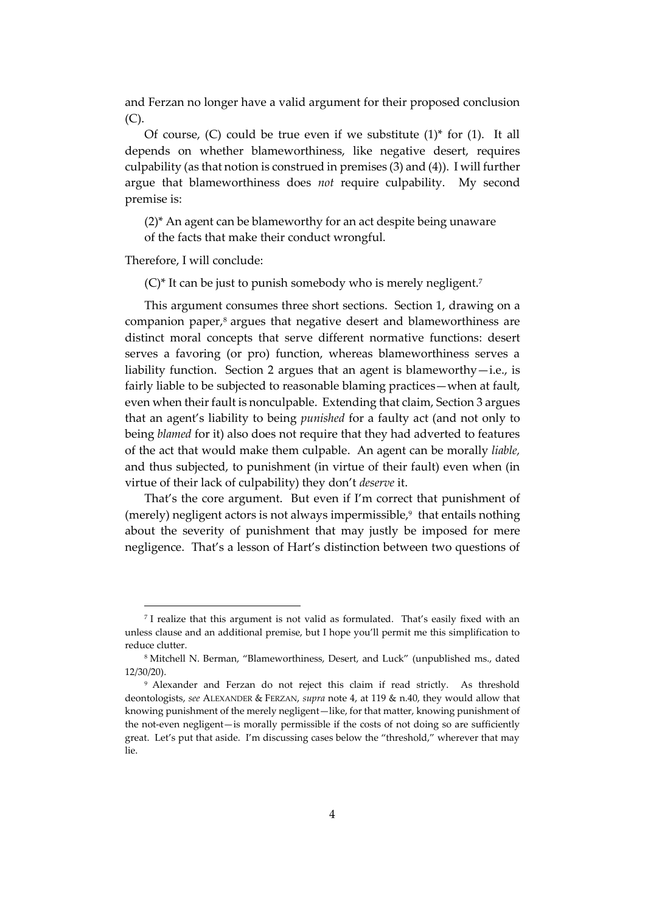and Ferzan no longer have a valid argument for their proposed conclusion (C).

Of course, (C) could be true even if we substitute (1)* for (1). It all depends on whether blameworthiness, like negative desert, requires culpability (as that notion is construed in premises (3) and (4)). I will further argue that blameworthiness does *not* require culpability. My second premise is:

> (2)* An agent can be blameworthy for an act despite being unaware of the facts that make their conduct wrongful.

Therefore, I will conclude:

> (C)* It can be just to punish somebody who is merely negligent.[7]

This argument consumes three short sections. Section 1, drawing on a companion paper,[8] argues that negative desert and blameworthiness are distinct moral concepts that serve different normative functions: desert serves a favoring (or pro) function, whereas blameworthiness serves a liability function. Section 2 argues that an agent is blameworthy—i.e., is fairly liable to be subjected to reasonable blaming practices—when at fault, even when their fault is nonculpable. Extending that claim, Section 3 argues that an agent's liability to being *punished* for a faulty act (and not only to being *blamed* for it) also does not require that they had adverted to features of the act that would make them culpable. An agent can be morally *liable,* and thus subjected, to punishment (in virtue of their fault) even when (in virtue of their lack of culpability) they don't *deserve* it.

That's the core argument. But even if I'm correct that punishment of (merely) negligent actors is not always impermissible,[9] that entails nothing about the severity of punishment that may justly be imposed for mere negligence. That's a lesson of Hart's distinction between two questions of

---

[7] I realize that this argument is not valid as formulated. That's easily fixed with an unless clause and an additional premise, but I hope you'll permit me this simplification to reduce clutter.

[8] Mitchell N. Berman, "Blameworthiness, Desert, and Luck" (unpublished ms., dated 12/30/20).

[9] Alexander and Ferzan do not reject this claim if read strictly. As threshold deontologists, *see* ALEXANDER & FERZAN, *supra* note 4, at 119 & n.40, they would allow that knowing punishment of the merely negligent—like, for that matter, knowing punishment of the not-even negligent—is morally permissible if the costs of not doing so are sufficiently great. Let's put that aside. I'm discussing cases below the "threshold," wherever that may lie.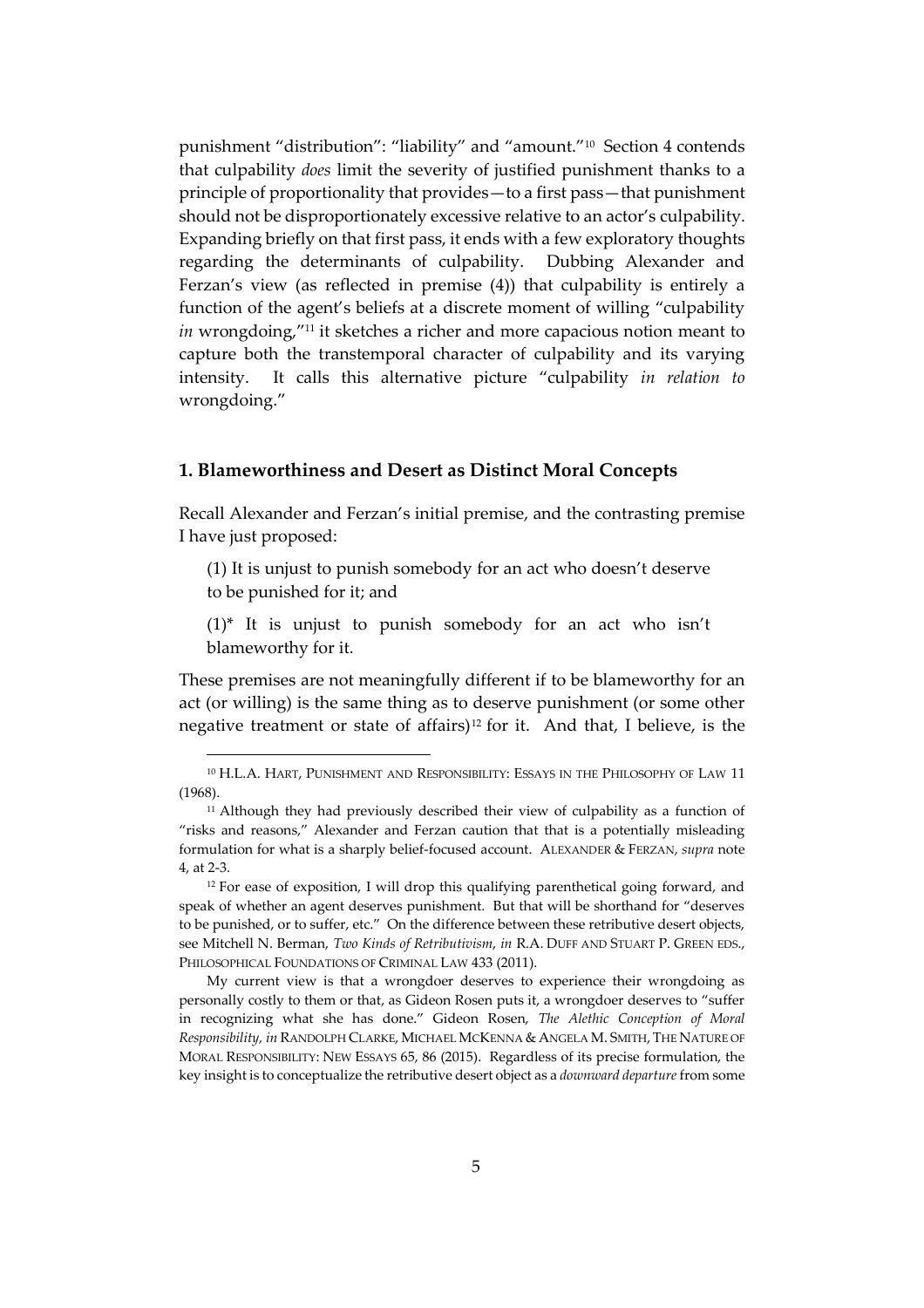punishment "distribution": "liability" and "amount."[10] Section 4 contends that culpability *does* limit the severity of justified punishment thanks to a principle of proportionality that provides—to a first pass—that punishment should not be disproportionately excessive relative to an actor's culpability. Expanding briefly on that first pass, it ends with a few exploratory thoughts regarding the determinants of culpability. Dubbing Alexander and Ferzan's view (as reflected in premise (4)) that culpability is entirely a function of the agent's beliefs at a discrete moment of willing "culpability *in* wrongdoing,"[11] it sketches a richer and more capacious notion meant to capture both the transtemporal character of culpability and its varying intensity. It calls this alternative picture "culpability *in relation to* wrongdoing."

## 1. Blameworthiness and Desert as Distinct Moral Concepts

Recall Alexander and Ferzan's initial premise, and the contrasting premise I have just proposed:

> (1) It is unjust to punish somebody for an act who doesn't deserve to be punished for it; and
>
> (1)* It is unjust to punish somebody for an act who isn't blameworthy for it.

These premises are not meaningfully different if to be blameworthy for an act (or willing) is the same thing as to deserve punishment (or some other negative treatment or state of affairs)[12] for it. And that, I believe, is the

---

[10] H.L.A. HART, PUNISHMENT AND RESPONSIBILITY: ESSAYS IN THE PHILOSOPHY OF LAW 11 (1968).

[11] Although they had previously described their view of culpability as a function of "risks and reasons," Alexander and Ferzan caution that that is a potentially misleading formulation for what is a sharply belief-focused account. ALEXANDER & FERZAN, *supra* note 4, at 2-3.

[12] For ease of exposition, I will drop this qualifying parenthetical going forward, and speak of whether an agent deserves punishment. But that will be shorthand for "deserves to be punished, or to suffer, etc." On the difference between these retributive desert objects, see Mitchell N. Berman, *Two Kinds of Retributivism*, *in* R.A. DUFF AND STUART P. GREEN EDS., PHILOSOPHICAL FOUNDATIONS OF CRIMINAL LAW 433 (2011).

My current view is that a wrongdoer deserves to experience their wrongdoing as personally costly to them or that, as Gideon Rosen puts it, a wrongdoer deserves to "suffer in recognizing what she has done." Gideon Rosen, *The Alethic Conception of Moral Responsibility, in* RANDOLPH CLARKE, MICHAEL MCKENNA & ANGELA M. SMITH, THE NATURE OF MORAL RESPONSIBILITY: NEW ESSAYS 65, 86 (2015). Regardless of its precise formulation, the key insight is to conceptualize the retributive desert object as a *downward departure* from some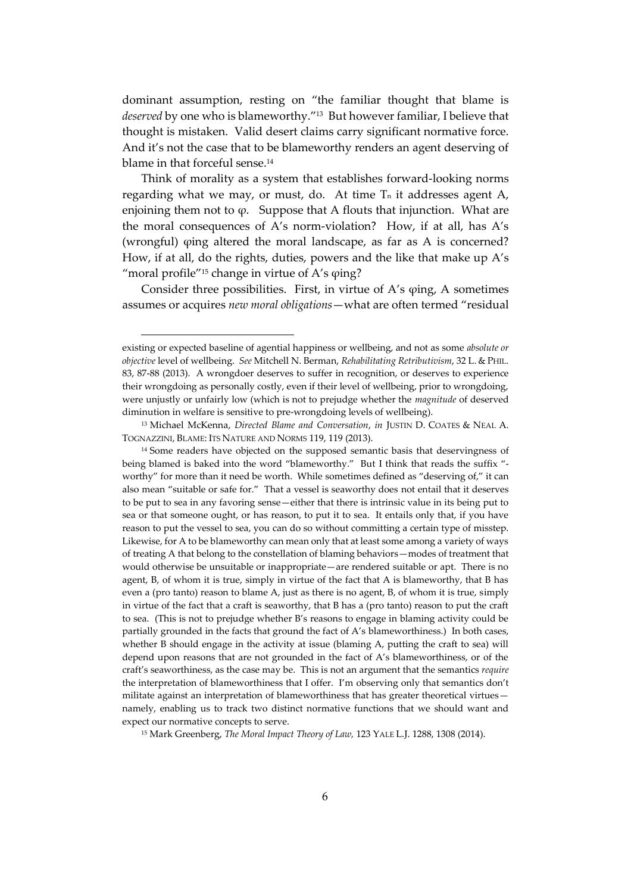dominant assumption, resting on "the familiar thought that blame is *deserved* by one who is blameworthy."[13] But however familiar, I believe that thought is mistaken. Valid desert claims carry significant normative force. And it's not the case that to be blameworthy renders an agent deserving of blame in that forceful sense.[14]

Think of morality as a system that establishes forward-looking norms regarding what we may, or must, do. At time $T_n$ it addresses agent A, enjoining them not to φ. Suppose that A flouts that injunction. What are the moral consequences of A's norm-violation? How, if at all, has A's (wrongful) φing altered the moral landscape, as far as A is concerned? How, if at all, do the rights, duties, powers and the like that make up A's "moral profile"[15] change in virtue of A's φing?

Consider three possibilities. First, in virtue of A's φing, A sometimes assumes or acquires *new moral obligations*—what are often termed "residual

---

existing or expected baseline of agential happiness or wellbeing, and not as some *absolute or objective* level of wellbeing. *See* Mitchell N. Berman, *Rehabilitating Retributivism*, 32 L. & PHIL. 83, 87-88 (2013). A wrongdoer deserves to suffer in recognition, or deserves to experience their wrongdoing as personally costly, even if their level of wellbeing, prior to wrongdoing, were unjustly or unfairly low (which is not to prejudge whether the *magnitude* of deserved diminution in welfare is sensitive to pre-wrongdoing levels of wellbeing).

[13] Michael McKenna, *Directed Blame and Conversation*, *in* JUSTIN D. COATES & NEAL A. TOGNAZZINI, BLAME: ITS NATURE AND NORMS 119, 119 (2013).

[14] Some readers have objected on the supposed semantic basis that deservingness of being blamed is baked into the word "blameworthy." But I think that reads the suffix "-worthy" for more than it need be worth. While sometimes defined as "deserving of," it can also mean "suitable or safe for." That a vessel is seaworthy does not entail that it deserves to be put to sea in any favoring sense—either that there is intrinsic value in its being put to sea or that someone ought, or has reason, to put it to sea. It entails only that, if you have reason to put the vessel to sea, you can do so without committing a certain type of misstep. Likewise, for A to be blameworthy can mean only that at least some among a variety of ways of treating A that belong to the constellation of blaming behaviors—modes of treatment that would otherwise be unsuitable or inappropriate—are rendered suitable or apt. There is no agent, B, of whom it is true, simply in virtue of the fact that A is blameworthy, that B has even a (pro tanto) reason to blame A, just as there is no agent, B, of whom it is true, simply in virtue of the fact that a craft is seaworthy, that B has a (pro tanto) reason to put the craft to sea. (This is not to prejudge whether B's reasons to engage in blaming activity could be partially grounded in the facts that ground the fact of A's blameworthiness.) In both cases, whether B should engage in the activity at issue (blaming A, putting the craft to sea) will depend upon reasons that are not grounded in the fact of A's blameworthiness, or of the craft's seaworthiness, as the case may be. This is not an argument that the semantics *require* the interpretation of blameworthiness that I offer. I'm observing only that semantics don't militate against an interpretation of blameworthiness that has greater theoretical virtues—namely, enabling us to track two distinct normative functions that we should want and expect our normative concepts to serve.

[15] Mark Greenberg, *The Moral Impact Theory of Law*, 123 YALE L.J. 1288, 1308 (2014).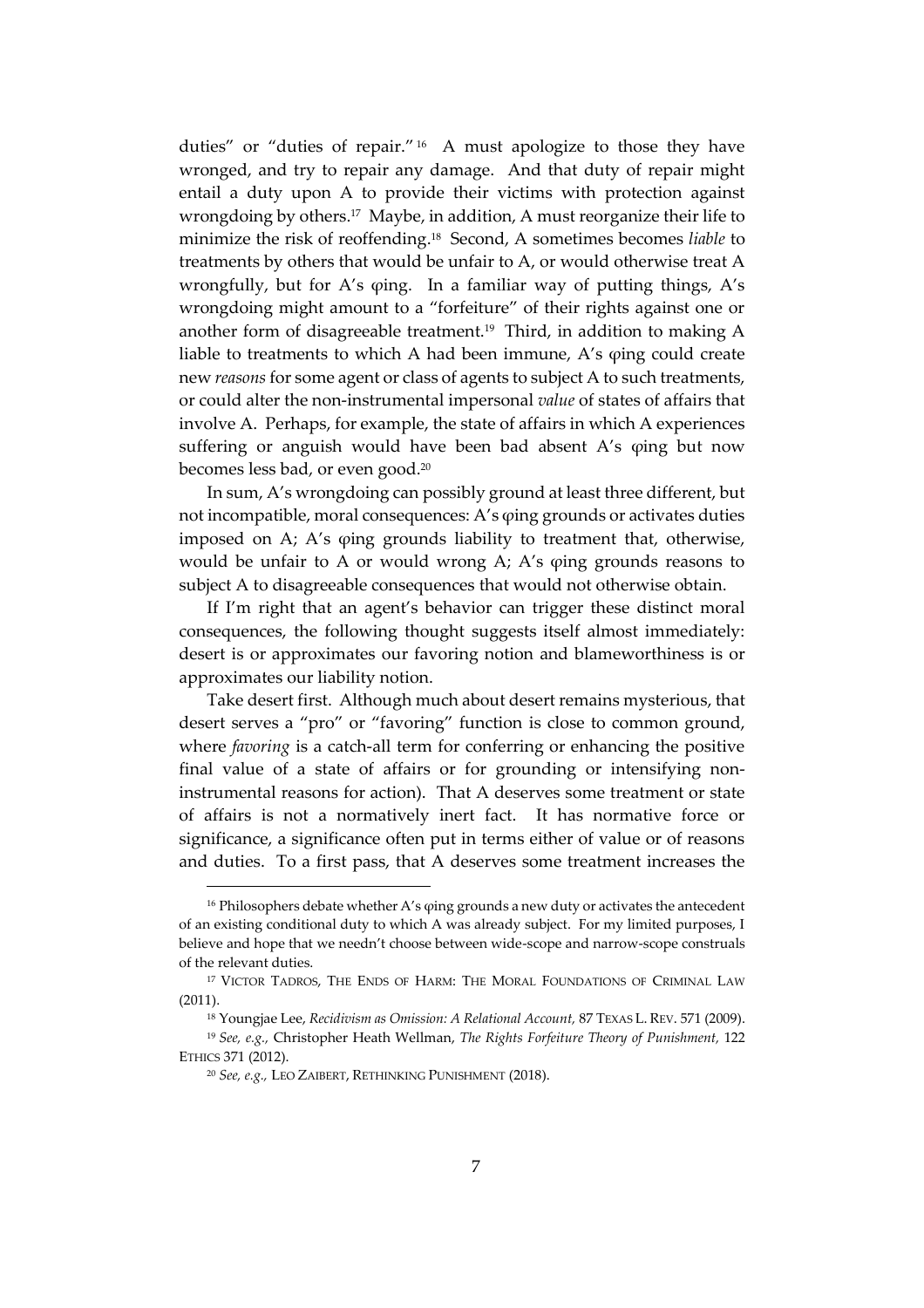duties" or "duties of repair."[16] A must apologize to those they have wronged, and try to repair any damage. And that duty of repair might entail a duty upon A to provide their victims with protection against wrongdoing by others.[17] Maybe, in addition, A must reorganize their life to minimize the risk of reoffending.[18] Second, A sometimes becomes *liable* to treatments by others that would be unfair to A, or would otherwise treat A wrongfully, but for A's φing. In a familiar way of putting things, A's wrongdoing might amount to a "forfeiture" of their rights against one or another form of disagreeable treatment.[19] Third, in addition to making A liable to treatments to which A had been immune, A's φing could create new *reasons* for some agent or class of agents to subject A to such treatments, or could alter the non-instrumental impersonal *value* of states of affairs that involve A. Perhaps, for example, the state of affairs in which A experiences suffering or anguish would have been bad absent A's φing but now becomes less bad, or even good.[20]

In sum, A's wrongdoing can possibly ground at least three different, but not incompatible, moral consequences: A's φing grounds or activates duties imposed on A; A's φing grounds liability to treatment that, otherwise, would be unfair to A or would wrong A; A's φing grounds reasons to subject A to disagreeable consequences that would not otherwise obtain.

If I'm right that an agent's behavior can trigger these distinct moral consequences, the following thought suggests itself almost immediately: desert is or approximates our favoring notion and blameworthiness is or approximates our liability notion.

Take desert first. Although much about desert remains mysterious, that desert serves a "pro" or "favoring" function is close to common ground, where *favoring* is a catch-all term for conferring or enhancing the positive final value of a state of affairs or for grounding or intensifying non-instrumental reasons for action). That A deserves some treatment or state of affairs is not a normatively inert fact. It has normative force or significance, a significance often put in terms either of value or of reasons and duties. To a first pass, that A deserves some treatment increases the

---

[16] Philosophers debate whether A's φing grounds a new duty or activates the antecedent of an existing conditional duty to which A was already subject. For my limited purposes, I believe and hope that we needn't choose between wide-scope and narrow-scope construals of the relevant duties.

[17] VICTOR TADROS, THE ENDS OF HARM: THE MORAL FOUNDATIONS OF CRIMINAL LAW (2011).

[18] Youngjae Lee, *Recidivism as Omission: A Relational Account,* 87 TEXAS L. REV. 571 (2009).

[19] *See, e.g.,* Christopher Heath Wellman, *The Rights Forfeiture Theory of Punishment,* 122 ETHICS 371 (2012).

[20] *See, e.g.,* LEO ZAIBERT, RETHINKING PUNISHMENT (2018).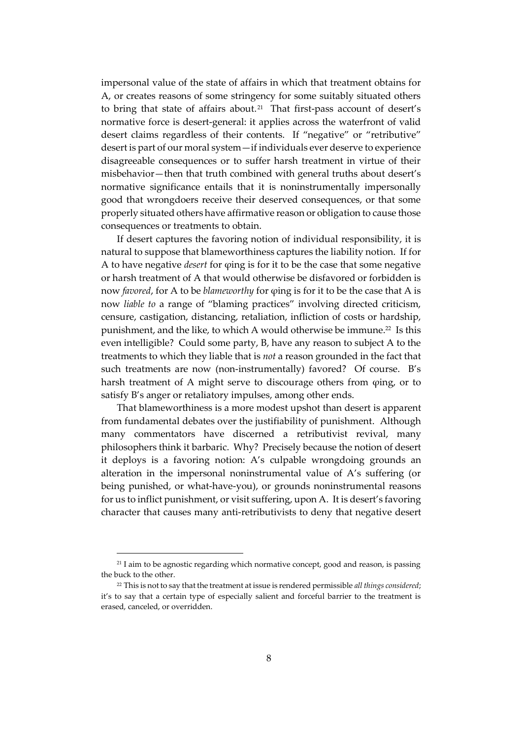impersonal value of the state of affairs in which that treatment obtains for A, or creates reasons of some stringency for some suitably situated others to bring that state of affairs about.[21] That first-pass account of desert's normative force is desert-general: it applies across the waterfront of valid desert claims regardless of their contents. If "negative" or "retributive" desert is part of our moral system—if individuals ever deserve to experience disagreeable consequences or to suffer harsh treatment in virtue of their misbehavior—then that truth combined with general truths about desert's normative significance entails that it is noninstrumentally impersonally good that wrongdoers receive their deserved consequences, or that some properly situated others have affirmative reason or obligation to cause those consequences or treatments to obtain.

If desert captures the favoring notion of individual responsibility, it is natural to suppose that blameworthiness captures the liability notion. If for A to have negative *desert* for φing is for it to be the case that some negative or harsh treatment of A that would otherwise be disfavored or forbidden is now *favored*, for A to be *blameworthy* for φing is for it to be the case that A is now *liable to* a range of "blaming practices" involving directed criticism, censure, castigation, distancing, retaliation, infliction of costs or hardship, punishment, and the like, to which A would otherwise be immune.[22] Is this even intelligible? Could some party, B, have any reason to subject A to the treatments to which they liable that is *not* a reason grounded in the fact that such treatments are now (non-instrumentally) favored? Of course. B's harsh treatment of A might serve to discourage others from φing, or to satisfy B's anger or retaliatory impulses, among other ends.

That blameworthiness is a more modest upshot than desert is apparent from fundamental debates over the justifiability of punishment. Although many commentators have discerned a retributivist revival, many philosophers think it barbaric. Why? Precisely because the notion of desert it deploys is a favoring notion: A's culpable wrongdoing grounds an alteration in the impersonal noninstrumental value of A's suffering (or being punished, or what-have-you), or grounds noninstrumental reasons for us to inflict punishment, or visit suffering, upon A. It is desert's favoring character that causes many anti-retributivists to deny that negative desert

---

[21] I aim to be agnostic regarding which normative concept, good and reason, is passing the buck to the other.

[22] This is not to say that the treatment at issue is rendered permissible *all things considered*; it's to say that a certain type of especially salient and forceful barrier to the treatment is erased, canceled, or overridden.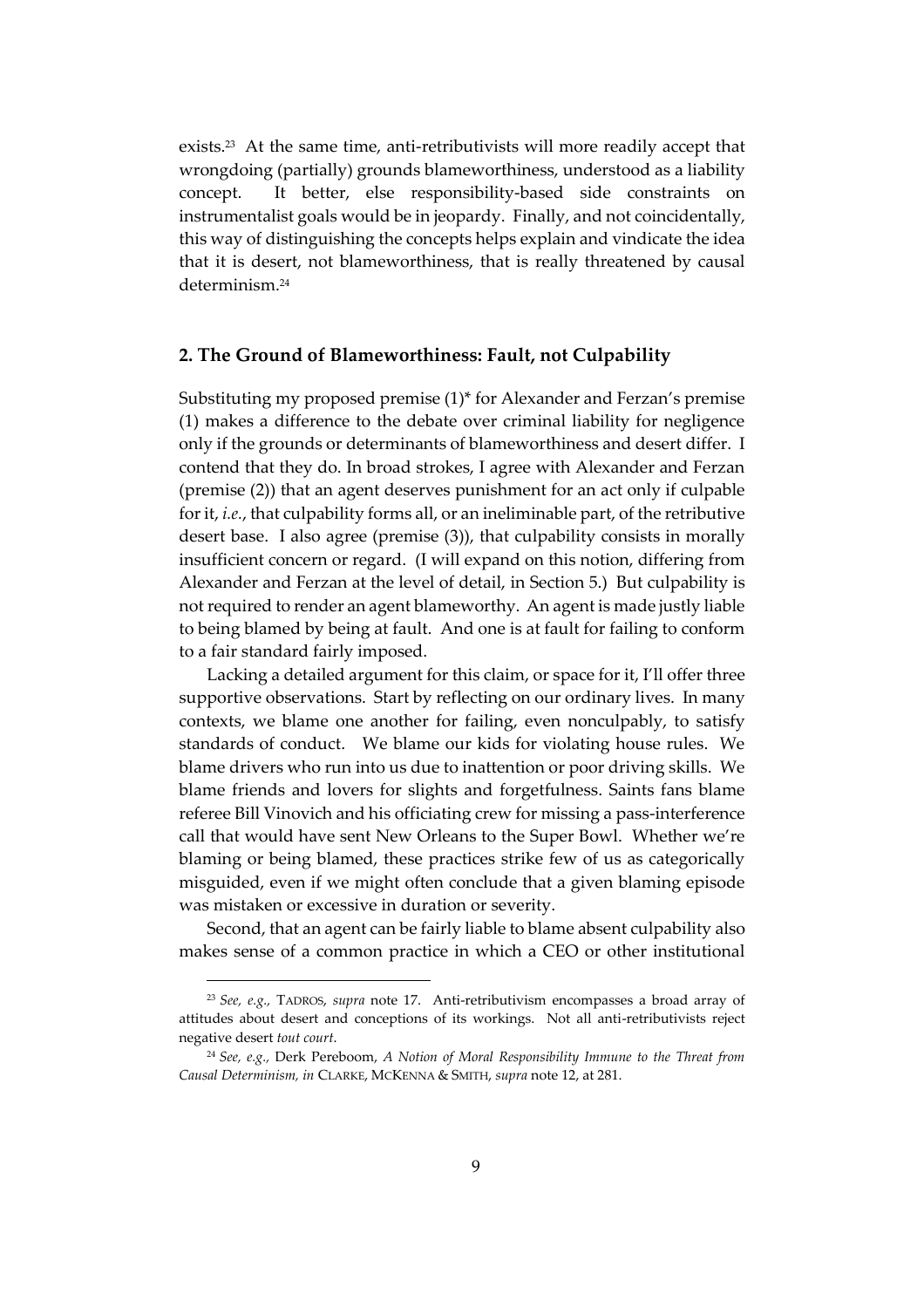exists.[23] At the same time, anti-retributivists will more readily accept that wrongdoing (partially) grounds blameworthiness, understood as a liability concept. It better, else responsibility-based side constraints on instrumentalist goals would be in jeopardy. Finally, and not coincidentally, this way of distinguishing the concepts helps explain and vindicate the idea that it is desert, not blameworthiness, that is really threatened by causal determinism.[24]

## 2. The Ground of Blameworthiness: Fault, not Culpability

Substituting my proposed premise (1)* for Alexander and Ferzan's premise (1) makes a difference to the debate over criminal liability for negligence only if the grounds or determinants of blameworthiness and desert differ. I contend that they do. In broad strokes, I agree with Alexander and Ferzan (premise (2)) that an agent deserves punishment for an act only if culpable for it, *i.e.*, that culpability forms all, or an ineliminable part, of the retributive desert base. I also agree (premise (3)), that culpability consists in morally insufficient concern or regard. (I will expand on this notion, differing from Alexander and Ferzan at the level of detail, in Section 5.) But culpability is not required to render an agent blameworthy. An agent is made justly liable to being blamed by being at fault. And one is at fault for failing to conform to a fair standard fairly imposed.

Lacking a detailed argument for this claim, or space for it, I'll offer three supportive observations. Start by reflecting on our ordinary lives. In many contexts, we blame one another for failing, even nonculpably, to satisfy standards of conduct. We blame our kids for violating house rules. We blame drivers who run into us due to inattention or poor driving skills. We blame friends and lovers for slights and forgetfulness. Saints fans blame referee Bill Vinovich and his officiating crew for missing a pass-interference call that would have sent New Orleans to the Super Bowl. Whether we're blaming or being blamed, these practices strike few of us as categorically misguided, even if we might often conclude that a given blaming episode was mistaken or excessive in duration or severity.

Second, that an agent can be fairly liable to blame absent culpability also makes sense of a common practice in which a CEO or other institutional

---

[23] *See, e.g.,* TADROS, *supra* note 17. Anti-retributivism encompasses a broad array of attitudes about desert and conceptions of its workings. Not all anti-retributivists reject negative desert *tout court*.

[24] *See, e.g.,* Derk Pereboom, *A Notion of Moral Responsibility Immune to the Threat from Causal Determinism, in* CLARKE, MCKENNA & SMITH, *supra* note 12, at 281.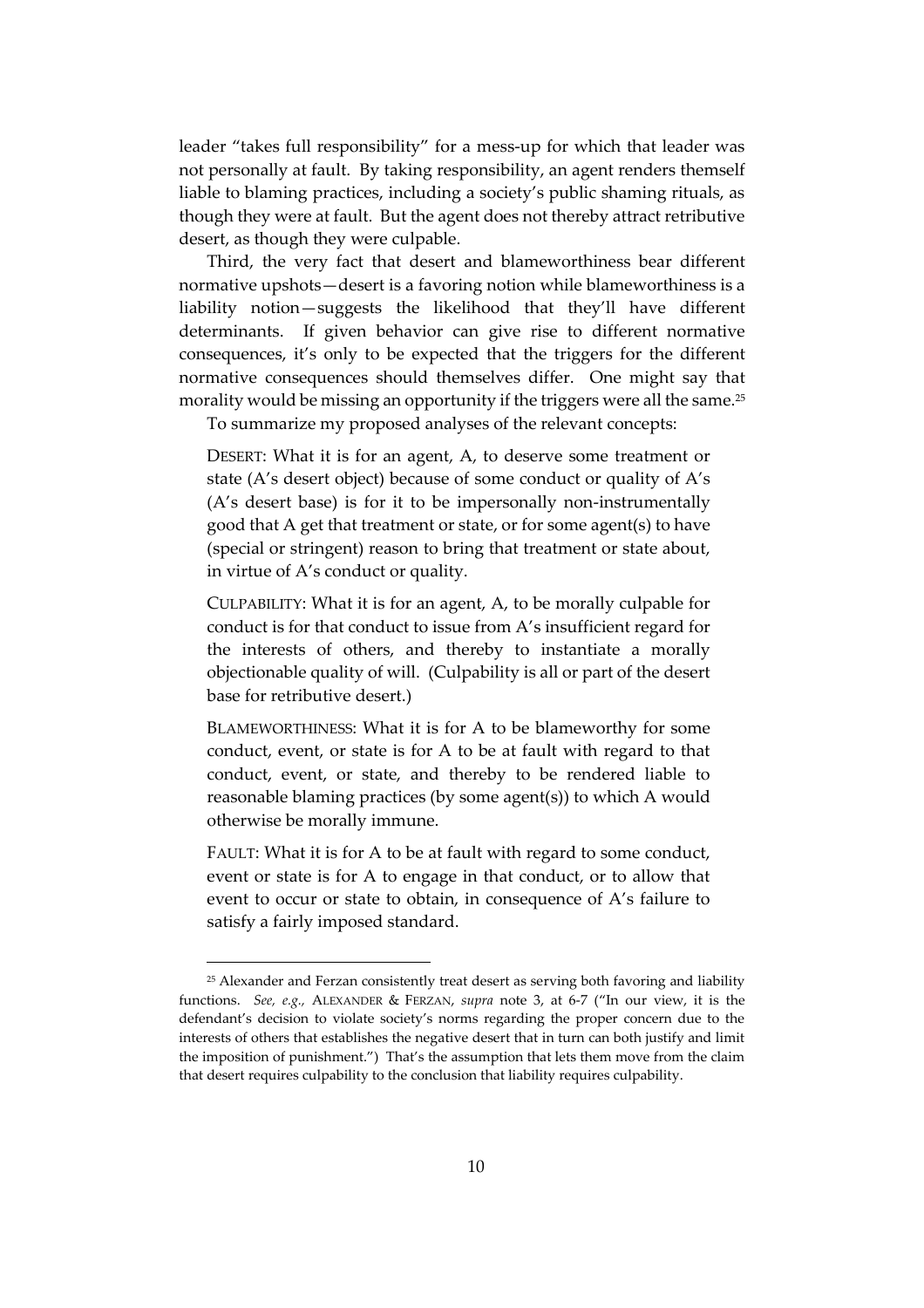leader "takes full responsibility" for a mess-up for which that leader was not personally at fault. By taking responsibility, an agent renders themself liable to blaming practices, including a society's public shaming rituals, as though they were at fault. But the agent does not thereby attract retributive desert, as though they were culpable.

Third, the very fact that desert and blameworthiness bear different normative upshots—desert is a favoring notion while blameworthiness is a liability notion—suggests the likelihood that they'll have different determinants. If given behavior can give rise to different normative consequences, it's only to be expected that the triggers for the different normative consequences should themselves differ. One might say that morality would be missing an opportunity if the triggers were all the same.[25]

To summarize my proposed analyses of the relevant concepts:

> DESERT: What it is for an agent, A, to deserve some treatment or state (A's desert object) because of some conduct or quality of A's (A's desert base) is for it to be impersonally non-instrumentally good that A get that treatment or state, or for some agent(s) to have (special or stringent) reason to bring that treatment or state about, in virtue of A's conduct or quality.

> CULPABILITY: What it is for an agent, A, to be morally culpable for conduct is for that conduct to issue from A's insufficient regard for the interests of others, and thereby to instantiate a morally objectionable quality of will. (Culpability is all or part of the desert base for retributive desert.)

> BLAMEWORTHINESS: What it is for A to be blameworthy for some conduct, event, or state is for A to be at fault with regard to that conduct, event, or state, and thereby to be rendered liable to reasonable blaming practices (by some agent(s)) to which A would otherwise be morally immune.

> FAULT: What it is for A to be at fault with regard to some conduct, event or state is for A to engage in that conduct, or to allow that event to occur or state to obtain, in consequence of A's failure to satisfy a fairly imposed standard.

---

[25] Alexander and Ferzan consistently treat desert as serving both favoring and liability functions. *See, e.g.*, ALEXANDER & FERZAN, *supra* note 3, at 6-7 ("In our view, it is the defendant's decision to violate society's norms regarding the proper concern due to the interests of others that establishes the negative desert that in turn can both justify and limit the imposition of punishment.") That's the assumption that lets them move from the claim that desert requires culpability to the conclusion that liability requires culpability.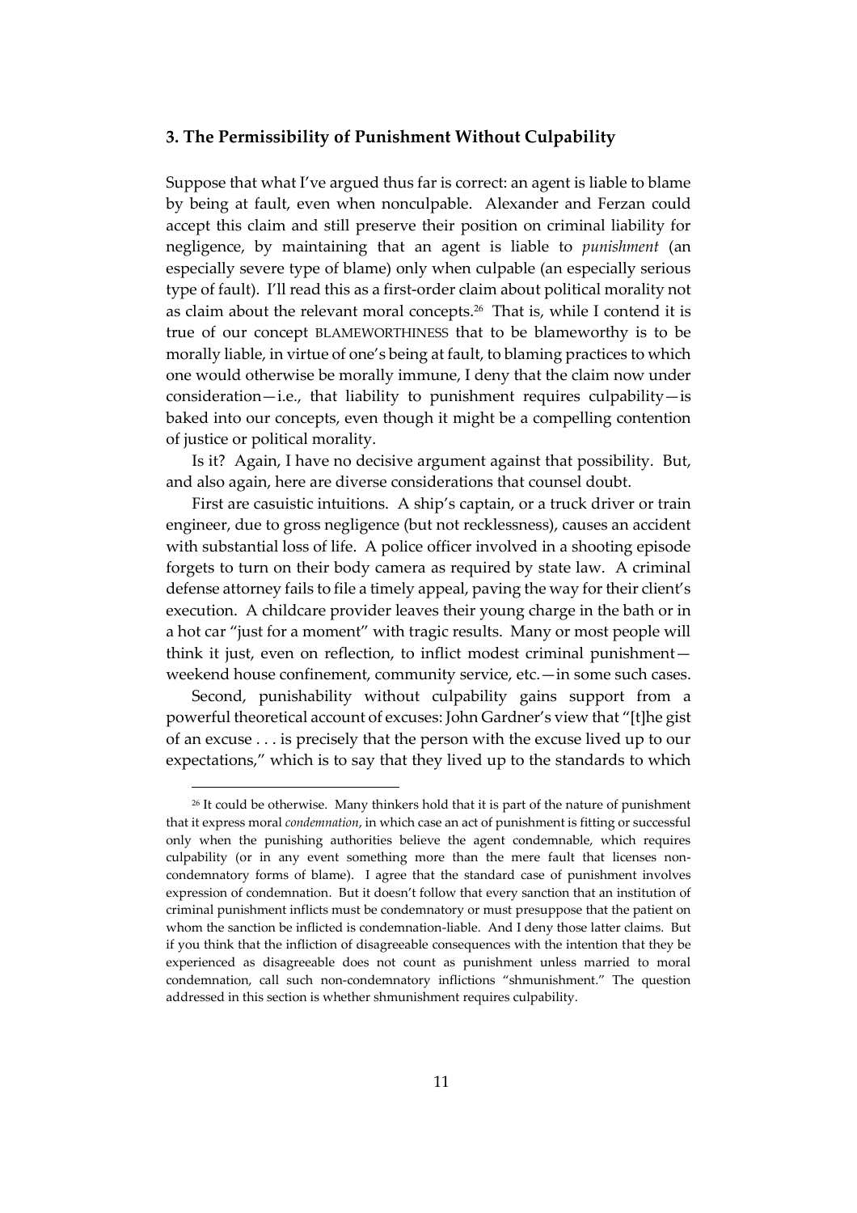### 3. The Permissibility of Punishment Without Culpability

Suppose that what I've argued thus far is correct: an agent is liable to blame by being at fault, even when nonculpable. Alexander and Ferzan could accept this claim and still preserve their position on criminal liability for negligence, by maintaining that an agent is liable to *punishment* (an especially severe type of blame) only when culpable (an especially serious type of fault). I'll read this as a first-order claim about political morality not as claim about the relevant moral concepts.[26] That is, while I contend it is true of our concept BLAMEWORTHINESS that to be blameworthy is to be morally liable, in virtue of one's being at fault, to blaming practices to which one would otherwise be morally immune, I deny that the claim now under consideration—i.e., that liability to punishment requires culpability—is baked into our concepts, even though it might be a compelling contention of justice or political morality.

Is it? Again, I have no decisive argument against that possibility. But, and also again, here are diverse considerations that counsel doubt.

First are casuistic intuitions. A ship's captain, or a truck driver or train engineer, due to gross negligence (but not recklessness), causes an accident with substantial loss of life. A police officer involved in a shooting episode forgets to turn on their body camera as required by state law. A criminal defense attorney fails to file a timely appeal, paving the way for their client's execution. A childcare provider leaves their young charge in the bath or in a hot car "just for a moment" with tragic results. Many or most people will think it just, even on reflection, to inflict modest criminal punishment—weekend house confinement, community service, etc.—in some such cases.

Second, punishability without culpability gains support from a powerful theoretical account of excuses: John Gardner's view that "[t]he gist of an excuse . . . is precisely that the person with the excuse lived up to our expectations," which is to say that they lived up to the standards to which

[26] It could be otherwise. Many thinkers hold that it is part of the nature of punishment that it express moral *condemnation*, in which case an act of punishment is fitting or successful only when the punishing authorities believe the agent condemnable, which requires culpability (or in any event something more than the mere fault that licenses non-condemnatory forms of blame). I agree that the standard case of punishment involves expression of condemnation. But it doesn't follow that every sanction that an institution of criminal punishment inflicts must be condemnatory or must presuppose that the patient on whom the sanction be inflicted is condemnation-liable. And I deny those latter claims. But if you think that the infliction of disagreeable consequences with the intention that they be experienced as disagreeable does not count as punishment unless married to moral condemnation, call such non-condemnatory inflictions "shmunishment." The question addressed in this section is whether shmunishment requires culpability.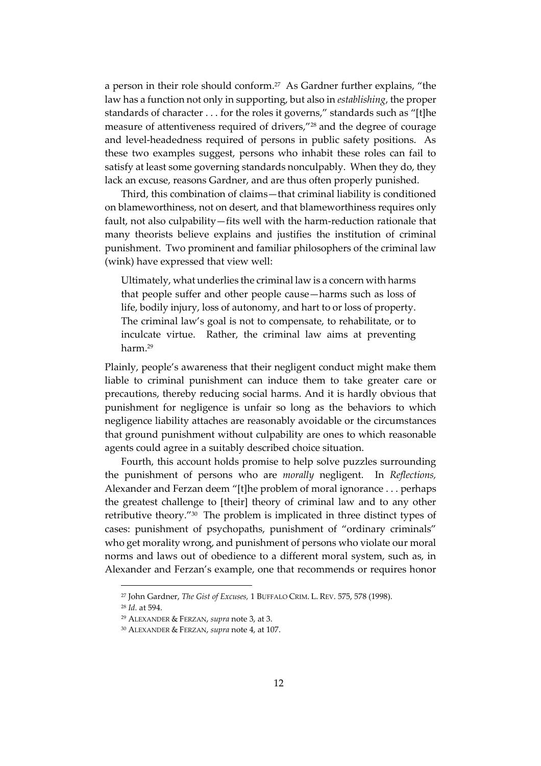a person in their role should conform.[27] As Gardner further explains, "the law has a function not only in supporting, but also in *establishing*, the proper standards of character . . . for the roles it governs," standards such as "[t]he measure of attentiveness required of drivers,"[28] and the degree of courage and level-headedness required of persons in public safety positions. As these two examples suggest, persons who inhabit these roles can fail to satisfy at least some governing standards nonculpably. When they do, they lack an excuse, reasons Gardner, and are thus often properly punished.

Third, this combination of claims—that criminal liability is conditioned on blameworthiness, not on desert, and that blameworthiness requires only fault, not also culpability—fits well with the harm-reduction rationale that many theorists believe explains and justifies the institution of criminal punishment. Two prominent and familiar philosophers of the criminal law (wink) have expressed that view well:

> Ultimately, what underlies the criminal law is a concern with harms that people suffer and other people cause—harms such as loss of life, bodily injury, loss of autonomy, and hart to or loss of property. The criminal law's goal is not to compensate, to rehabilitate, or to inculcate virtue. Rather, the criminal law aims at preventing harm.[29]

Plainly, people's awareness that their negligent conduct might make them liable to criminal punishment can induce them to take greater care or precautions, thereby reducing social harms. And it is hardly obvious that punishment for negligence is unfair so long as the behaviors to which negligence liability attaches are reasonably avoidable or the circumstances that ground punishment without culpability are ones to which reasonable agents could agree in a suitably described choice situation.

Fourth, this account holds promise to help solve puzzles surrounding the punishment of persons who are *morally* negligent. In *Reflections,* Alexander and Ferzan deem "[t]he problem of moral ignorance . . . perhaps the greatest challenge to [their] theory of criminal law and to any other retributive theory."[30] The problem is implicated in three distinct types of cases: punishment of psychopaths, punishment of "ordinary criminals" who get morality wrong, and punishment of persons who violate our moral norms and laws out of obedience to a different moral system, such as, in Alexander and Ferzan's example, one that recommends or requires honor

---

[27] John Gardner, *The Gist of Excuses,* 1 BUFFALO CRIM. L. REV. 575, 578 (1998).

[28] *Id.* at 594.

[29] ALEXANDER & FERZAN, *supra* note 3, at 3.

[30] ALEXANDER & FERZAN, *supra* note 4, at 107.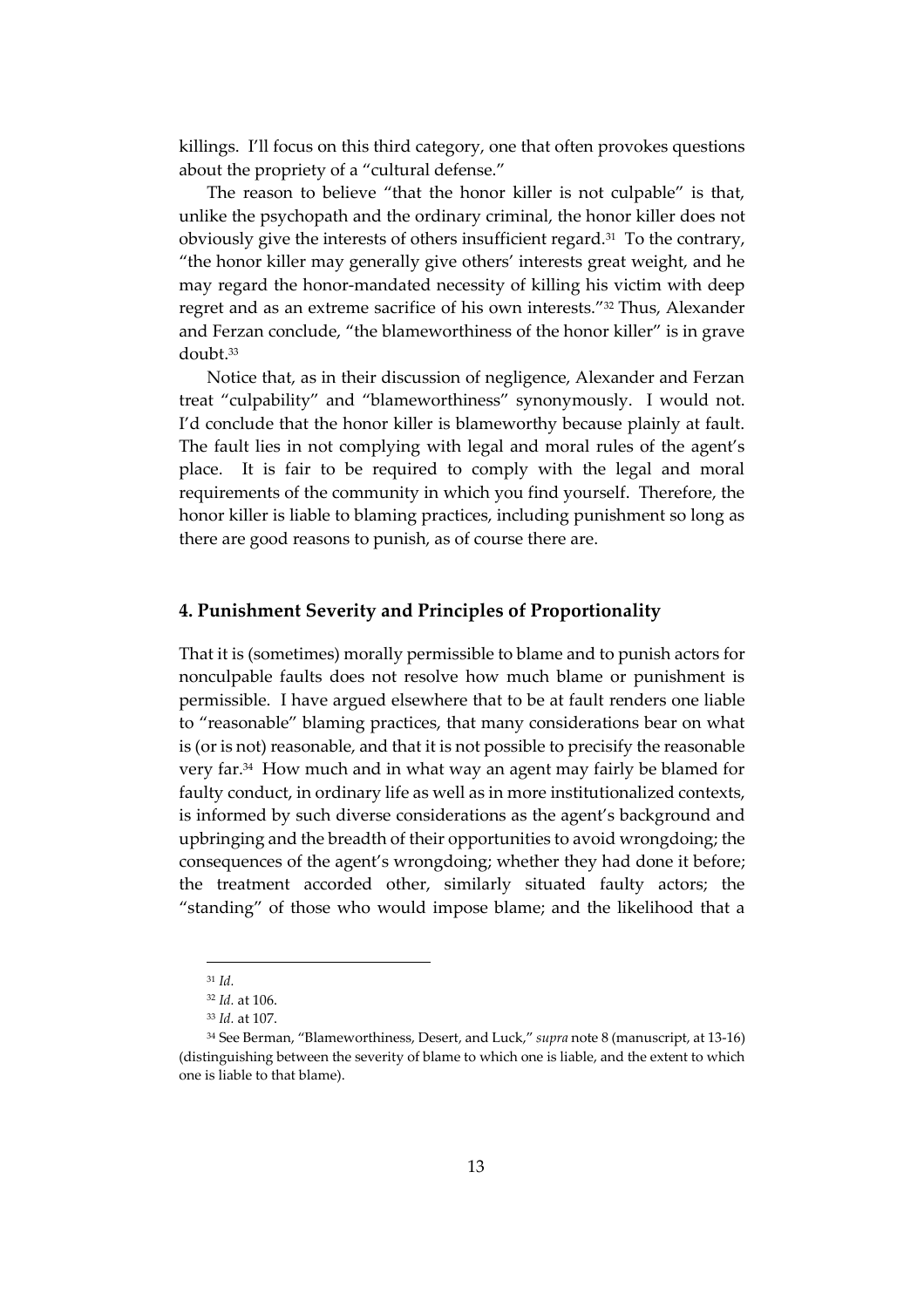killings. I'll focus on this third category, one that often provokes questions about the propriety of a "cultural defense."

The reason to believe "that the honor killer is not culpable" is that, unlike the psychopath and the ordinary criminal, the honor killer does not obviously give the interests of others insufficient regard.[31] To the contrary, "the honor killer may generally give others' interests great weight, and he may regard the honor-mandated necessity of killing his victim with deep regret and as an extreme sacrifice of his own interests."[32] Thus, Alexander and Ferzan conclude, "the blameworthiness of the honor killer" is in grave doubt.[33]

Notice that, as in their discussion of negligence, Alexander and Ferzan treat "culpability" and "blameworthiness" synonymously. I would not. I'd conclude that the honor killer is blameworthy because plainly at fault. The fault lies in not complying with legal and moral rules of the agent's place. It is fair to be required to comply with the legal and moral requirements of the community in which you find yourself. Therefore, the honor killer is liable to blaming practices, including punishment so long as there are good reasons to punish, as of course there are.

## 4. Punishment Severity and Principles of Proportionality

That it is (sometimes) morally permissible to blame and to punish actors for nonculpable faults does not resolve how much blame or punishment is permissible. I have argued elsewhere that to be at fault renders one liable to "reasonable" blaming practices, that many considerations bear on what is (or is not) reasonable, and that it is not possible to precisify the reasonable very far.[34] How much and in what way an agent may fairly be blamed for faulty conduct, in ordinary life as well as in more institutionalized contexts, is informed by such diverse considerations as the agent's background and upbringing and the breadth of their opportunities to avoid wrongdoing; the consequences of the agent's wrongdoing; whether they had done it before; the treatment accorded other, similarly situated faulty actors; the "standing" of those who would impose blame; and the likelihood that a

---

[31] *Id*.

[32] *Id.* at 106.

[33] *Id.* at 107.

[34] See Berman, "Blameworthiness, Desert, and Luck," *supra* note 8 (manuscript, at 13-16) (distinguishing between the severity of blame to which one is liable, and the extent to which one is liable to that blame).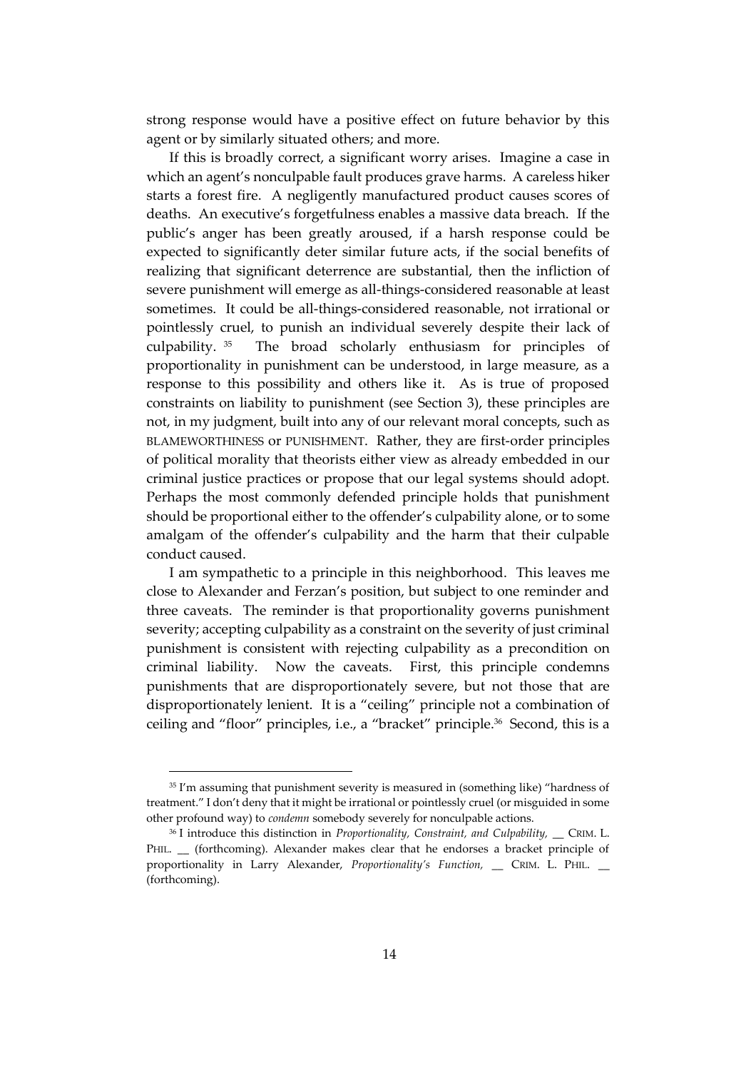strong response would have a positive effect on future behavior by this agent or by similarly situated others; and more.

If this is broadly correct, a significant worry arises. Imagine a case in which an agent's nonculpable fault produces grave harms. A careless hiker starts a forest fire. A negligently manufactured product causes scores of deaths. An executive's forgetfulness enables a massive data breach. If the public's anger has been greatly aroused, if a harsh response could be expected to significantly deter similar future acts, if the social benefits of realizing that significant deterrence are substantial, then the infliction of severe punishment will emerge as all-things-considered reasonable at least sometimes. It could be all-things-considered reasonable, not irrational or pointlessly cruel, to punish an individual severely despite their lack of culpability.[35] The broad scholarly enthusiasm for principles of proportionality in punishment can be understood, in large measure, as a response to this possibility and others like it. As is true of proposed constraints on liability to punishment (see Section 3), these principles are not, in my judgment, built into any of our relevant moral concepts, such as BLAMEWORTHINESS or PUNISHMENT. Rather, they are first-order principles of political morality that theorists either view as already embedded in our criminal justice practices or propose that our legal systems should adopt. Perhaps the most commonly defended principle holds that punishment should be proportional either to the offender's culpability alone, or to some amalgam of the offender's culpability and the harm that their culpable conduct caused.

I am sympathetic to a principle in this neighborhood. This leaves me close to Alexander and Ferzan's position, but subject to one reminder and three caveats. The reminder is that proportionality governs punishment severity; accepting culpability as a constraint on the severity of just criminal punishment is consistent with rejecting culpability as a precondition on criminal liability. Now the caveats. First, this principle condemns punishments that are disproportionately severe, but not those that are disproportionately lenient. It is a "ceiling" principle not a combination of ceiling and "floor" principles, i.e., a "bracket" principle.[36] Second, this is a

---

[35] I'm assuming that punishment severity is measured in (something like) "hardness of treatment." I don't deny that it might be irrational or pointlessly cruel (or misguided in some other profound way) to *condemn* somebody severely for nonculpable actions.

[36] I introduce this distinction in *Proportionality, Constraint, and Culpability,* __ CRIM. L. PHIL. __ (forthcoming). Alexander makes clear that he endorses a bracket principle of proportionality in Larry Alexander, *Proportionality's Function,* __ CRIM. L. PHIL. __ (forthcoming).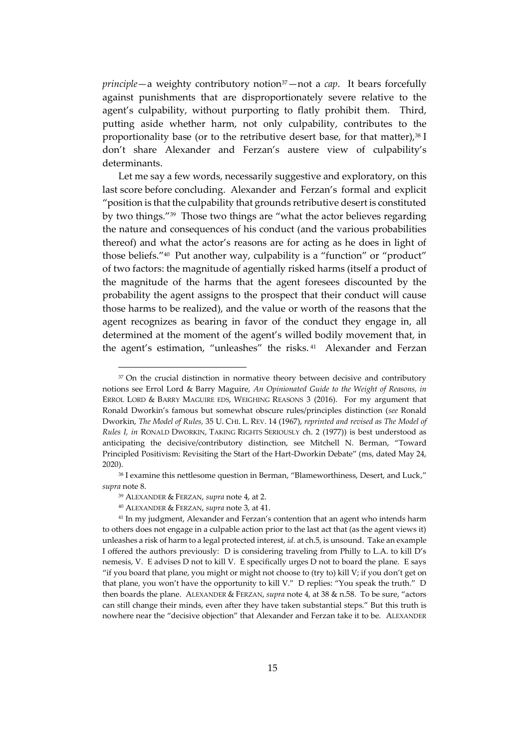*principle*—a weighty contributory notion[37]—not a *cap*. It bears forcefully against punishments that are disproportionately severe relative to the agent's culpability, without purporting to flatly prohibit them. Third, putting aside whether harm, not only culpability, contributes to the proportionality base (or to the retributive desert base, for that matter),[38] I don't share Alexander and Ferzan's austere view of culpability's determinants.

Let me say a few words, necessarily suggestive and exploratory, on this last score before concluding. Alexander and Ferzan's formal and explicit "position is that the culpability that grounds retributive desert is constituted by two things."[39] Those two things are "what the actor believes regarding the nature and consequences of his conduct (and the various probabilities thereof) and what the actor's reasons are for acting as he does in light of those beliefs."[40] Put another way, culpability is a "function" or "product" of two factors: the magnitude of agentially risked harms (itself a product of the magnitude of the harms that the agent foresees discounted by the probability the agent assigns to the prospect that their conduct will cause those harms to be realized), and the value or worth of the reasons that the agent recognizes as bearing in favor of the conduct they engage in, all determined at the moment of the agent's willed bodily movement that, in the agent's estimation, "unleashes" the risks.[41] Alexander and Ferzan

---

[37] On the crucial distinction in normative theory between decisive and contributory notions see Errol Lord & Barry Maguire, *An Opinionated Guide to the Weight of Reasons, in* ERROL LORD & BARRY MAGUIRE EDS, WEIGHING REASONS 3 (2016). For my argument that Ronald Dworkin's famous but somewhat obscure rules/principles distinction (*see* Ronald Dworkin, *The Model of Rules,* 35 U. CHI. L. REV. 14 (1967), *reprinted and revised as The Model of Rules I, in* RONALD DWORKIN, TAKING RIGHTS SERIOUSLY ch. 2 (1977)) is best understood as anticipating the decisive/contributory distinction, see Mitchell N. Berman, "Toward Principled Positivism: Revisiting the Start of the Hart-Dworkin Debate" (ms, dated May 24, 2020).

[38] I examine this nettlesome question in Berman, "Blameworthiness, Desert, and Luck," *supra* note 8.

[39] ALEXANDER & FERZAN, *supra* note 4, at 2.

[40] ALEXANDER & FERZAN, *supra* note 3, at 41.

[41] In my judgment, Alexander and Ferzan's contention that an agent who intends harm to others does not engage in a culpable action prior to the last act that (as the agent views it) unleashes a risk of harm to a legal protected interest, *id.* at ch.5, is unsound. Take an example I offered the authors previously: D is considering traveling from Philly to L.A. to kill D's nemesis, V. E advises D not to kill V. E specifically urges D not to board the plane. E says "if you board that plane, you might or might not choose to (try to) kill V; if you don't get on that plane, you won't have the opportunity to kill V." D replies: "You speak the truth." D then boards the plane. ALEXANDER & FERZAN, *supra* note 4, at 38 & n.58. To be sure, "actors can still change their minds, even after they have taken substantial steps." But this truth is nowhere near the "decisive objection" that Alexander and Ferzan take it to be. ALEXANDER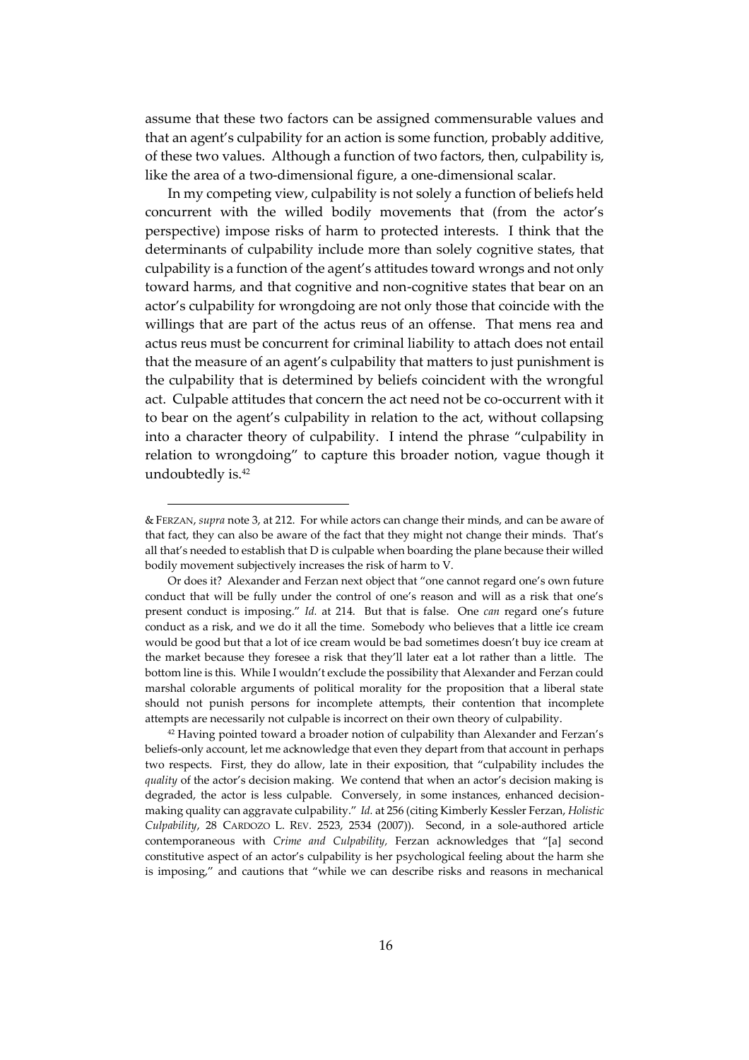assume that these two factors can be assigned commensurable values and that an agent's culpability for an action is some function, probably additive, of these two values. Although a function of two factors, then, culpability is, like the area of a two-dimensional figure, a one-dimensional scalar.

In my competing view, culpability is not solely a function of beliefs held concurrent with the willed bodily movements that (from the actor's perspective) impose risks of harm to protected interests. I think that the determinants of culpability include more than solely cognitive states, that culpability is a function of the agent's attitudes toward wrongs and not only toward harms, and that cognitive and non-cognitive states that bear on an actor's culpability for wrongdoing are not only those that coincide with the willings that are part of the actus reus of an offense. That mens rea and actus reus must be concurrent for criminal liability to attach does not entail that the measure of an agent's culpability that matters to just punishment is the culpability that is determined by beliefs coincident with the wrongful act. Culpable attitudes that concern the act need not be co-occurrent with it to bear on the agent's culpability in relation to the act, without collapsing into a character theory of culpability. I intend the phrase "culpability in relation to wrongdoing" to capture this broader notion, vague though it undoubtedly is.[42]

---

& FERZAN, *supra* note 3, at 212. For while actors can change their minds, and can be aware of that fact, they can also be aware of the fact that they might not change their minds. That's all that's needed to establish that D is culpable when boarding the plane because their willed bodily movement subjectively increases the risk of harm to V.

Or does it? Alexander and Ferzan next object that "one cannot regard one's own future conduct that will be fully under the control of one's reason and will as a risk that one's present conduct is imposing." *Id.* at 214. But that is false. One *can* regard one's future conduct as a risk, and we do it all the time. Somebody who believes that a little ice cream would be good but that a lot of ice cream would be bad sometimes doesn't buy ice cream at the market because they foresee a risk that they'll later eat a lot rather than a little. The bottom line is this. While I wouldn't exclude the possibility that Alexander and Ferzan could marshal colorable arguments of political morality for the proposition that a liberal state should not punish persons for incomplete attempts, their contention that incomplete attempts are necessarily not culpable is incorrect on their own theory of culpability.

[42] Having pointed toward a broader notion of culpability than Alexander and Ferzan's beliefs-only account, let me acknowledge that even they depart from that account in perhaps two respects. First, they do allow, late in their exposition, that "culpability includes the *quality* of the actor's decision making. We contend that when an actor's decision making is degraded, the actor is less culpable. Conversely, in some instances, enhanced decision-making quality can aggravate culpability." *Id.* at 256 (citing Kimberly Kessler Ferzan, *Holistic Culpability*, 28 CARDOZO L. REV. 2523, 2534 (2007)). Second, in a sole-authored article contemporaneous with *Crime and Culpability,* Ferzan acknowledges that "[a] second constitutive aspect of an actor's culpability is her psychological feeling about the harm she is imposing," and cautions that "while we can describe risks and reasons in mechanical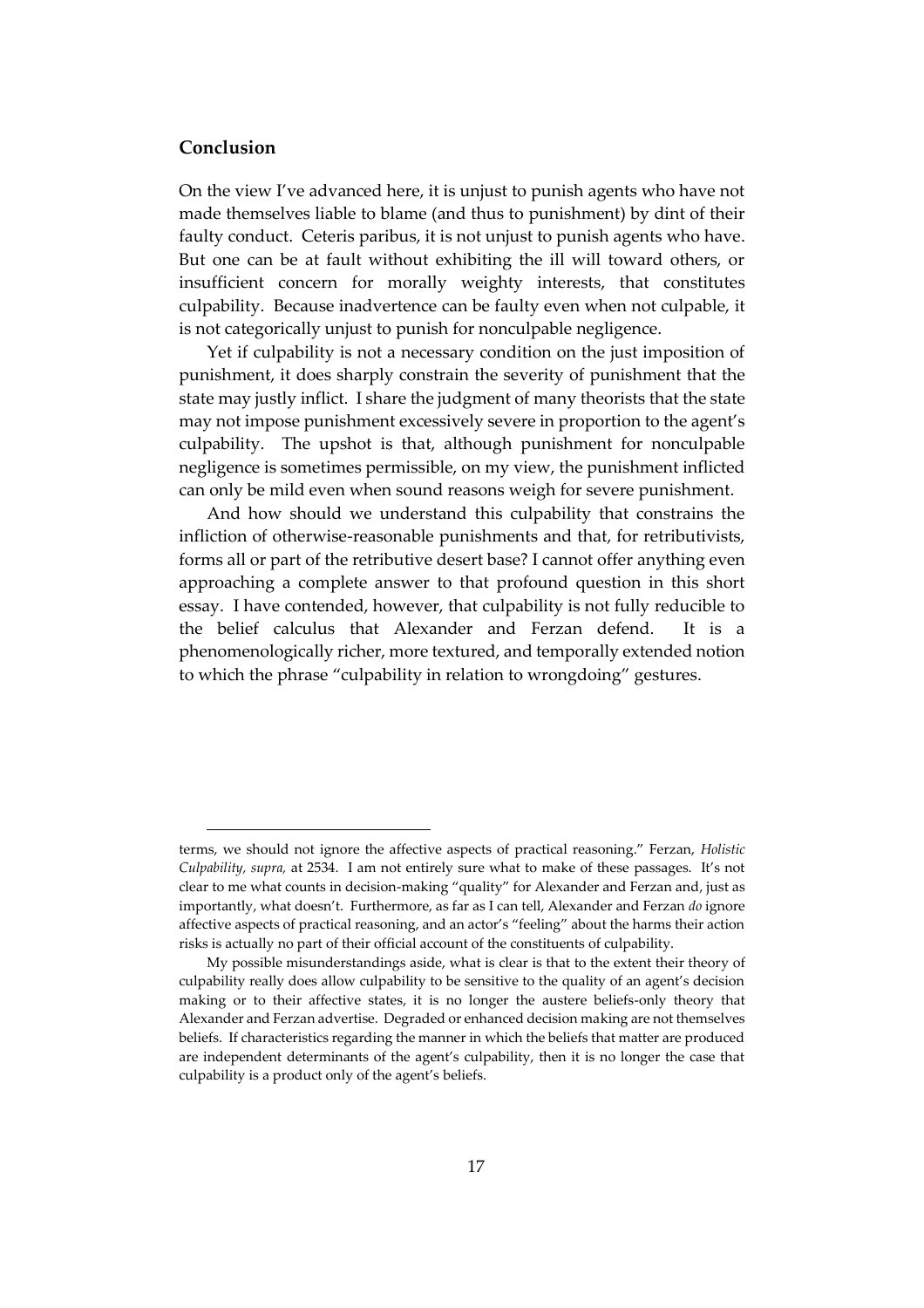## Conclusion

On the view I've advanced here, it is unjust to punish agents who have not made themselves liable to blame (and thus to punishment) by dint of their faulty conduct. Ceteris paribus, it is not unjust to punish agents who have. But one can be at fault without exhibiting the ill will toward others, or insufficient concern for morally weighty interests, that constitutes culpability. Because inadvertence can be faulty even when not culpable, it is not categorically unjust to punish for nonculpable negligence.

Yet if culpability is not a necessary condition on the just imposition of punishment, it does sharply constrain the severity of punishment that the state may justly inflict. I share the judgment of many theorists that the state may not impose punishment excessively severe in proportion to the agent's culpability. The upshot is that, although punishment for nonculpable negligence is sometimes permissible, on my view, the punishment inflicted can only be mild even when sound reasons weigh for severe punishment.

And how should we understand this culpability that constrains the infliction of otherwise-reasonable punishments and that, for retributivists, forms all or part of the retributive desert base? I cannot offer anything even approaching a complete answer to that profound question in this short essay. I have contended, however, that culpability is not fully reducible to the belief calculus that Alexander and Ferzan defend. It is a phenomenologically richer, more textured, and temporally extended notion to which the phrase "culpability in relation to wrongdoing" gestures.

---

terms, we should not ignore the affective aspects of practical reasoning." Ferzan, *Holistic Culpability, supra,* at 2534. I am not entirely sure what to make of these passages. It's not clear to me what counts in decision-making "quality" for Alexander and Ferzan and, just as importantly, what doesn't. Furthermore, as far as I can tell, Alexander and Ferzan *do* ignore affective aspects of practical reasoning, and an actor's "feeling" about the harms their action risks is actually no part of their official account of the constituents of culpability.

My possible misunderstandings aside, what is clear is that to the extent their theory of culpability really does allow culpability to be sensitive to the quality of an agent's decision making or to their affective states, it is no longer the austere beliefs-only theory that Alexander and Ferzan advertise. Degraded or enhanced decision making are not themselves beliefs. If characteristics regarding the manner in which the beliefs that matter are produced are independent determinants of the agent's culpability, then it is no longer the case that culpability is a product only of the agent's beliefs.